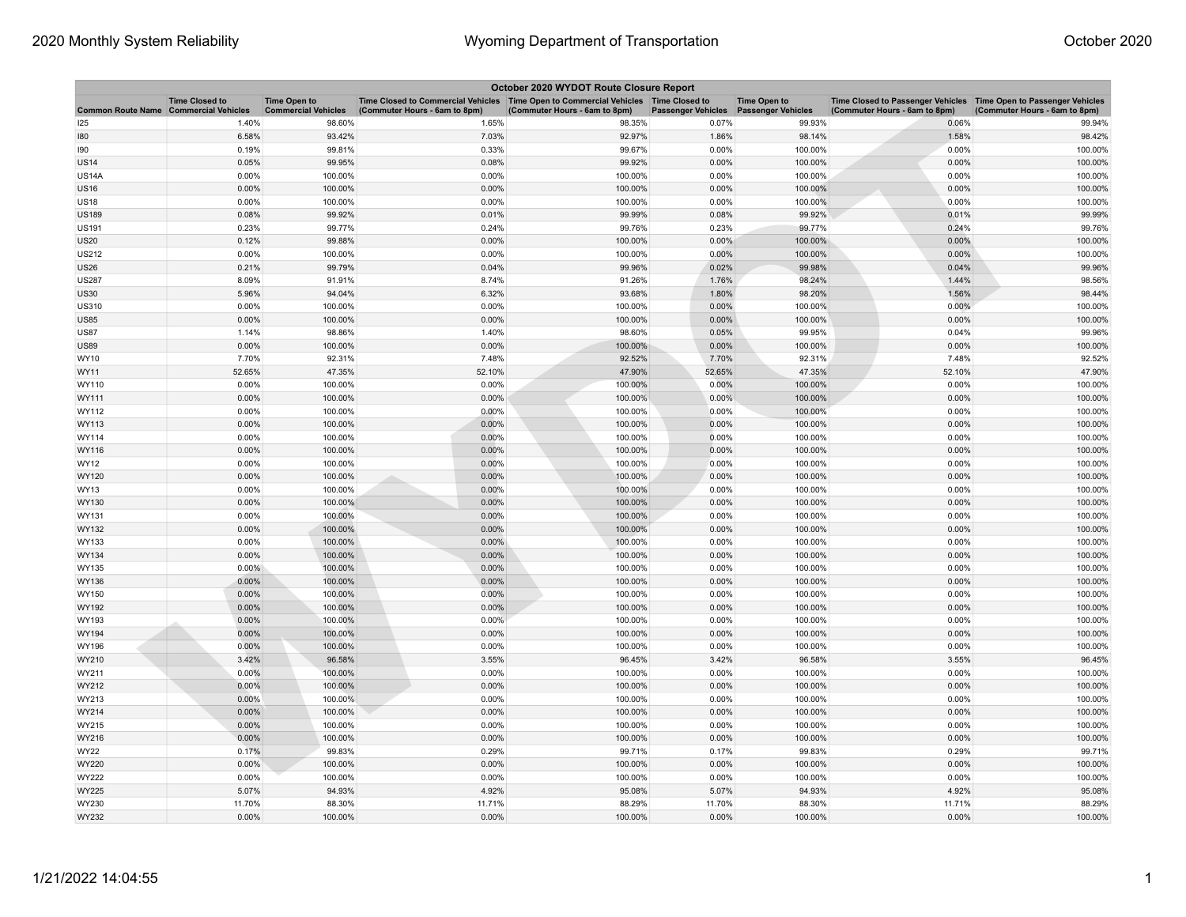| October 2020 WYDOT Route Closure Report | | | | | | | | |
|---|---|---|---|---|---|---|---|---|
| Common Route Name | Time Closed to Commercial Vehicles | Time Open to Commercial Vehicles | Time Closed to Commercial Vehicles (Commuter Hours - 6am to 8pm) | Time Open to Commercial Vehicles (Commuter Hours - 6am to 8pm) | Time Closed to Passenger Vehicles | Time Open to Passenger Vehicles | Time Closed to Passenger Vehicles (Commuter Hours - 6am to 8pm) | Time Open to Passenger Vehicles (Commuter Hours - 6am to 8pm) |
| I25 | 1.40% | 98.60% | 1.65% | 98.35% | 0.07% | 99.93% | 0.06% | 99.94% |
| I80 | 6.58% | 93.42% | 7.03% | 92.97% | 1.86% | 98.14% | 1.58% | 98.42% |
| I90 | 0.19% | 99.81% | 0.33% | 99.67% | 0.00% | 100.00% | 0.00% | 100.00% |
| US14 | 0.05% | 99.95% | 0.08% | 99.92% | 0.00% | 100.00% | 0.00% | 100.00% |
| US14A | 0.00% | 100.00% | 0.00% | 100.00% | 0.00% | 100.00% | 0.00% | 100.00% |
| US16 | 0.00% | 100.00% | 0.00% | 100.00% | 0.00% | 100.00% | 0.00% | 100.00% |
| US18 | 0.00% | 100.00% | 0.00% | 100.00% | 0.00% | 100.00% | 0.00% | 100.00% |
| US189 | 0.08% | 99.92% | 0.01% | 99.99% | 0.08% | 99.92% | 0.01% | 99.99% |
| US191 | 0.23% | 99.77% | 0.24% | 99.76% | 0.23% | 99.77% | 0.24% | 99.76% |
| US20 | 0.12% | 99.88% | 0.00% | 100.00% | 0.00% | 100.00% | 0.00% | 100.00% |
| US212 | 0.00% | 100.00% | 0.00% | 100.00% | 0.00% | 100.00% | 0.00% | 100.00% |
| US26 | 0.21% | 99.79% | 0.04% | 99.96% | 0.02% | 99.98% | 0.04% | 99.96% |
| US287 | 8.09% | 91.91% | 8.74% | 91.26% | 1.76% | 98.24% | 1.44% | 98.56% |
| US30 | 5.96% | 94.04% | 6.32% | 93.68% | 1.80% | 98.20% | 1.56% | 98.44% |
| US310 | 0.00% | 100.00% | 0.00% | 100.00% | 0.00% | 100.00% | 0.00% | 100.00% |
| US85 | 0.00% | 100.00% | 0.00% | 100.00% | 0.00% | 100.00% | 0.00% | 100.00% |
| US87 | 1.14% | 98.86% | 1.40% | 98.60% | 0.05% | 99.95% | 0.04% | 99.96% |
| US89 | 0.00% | 100.00% | 0.00% | 100.00% | 0.00% | 100.00% | 0.00% | 100.00% |
| WY10 | 7.70% | 92.31% | 7.48% | 92.52% | 7.70% | 92.31% | 7.48% | 92.52% |
| WY11 | 52.65% | 47.35% | 52.10% | 47.90% | 52.65% | 47.35% | 52.10% | 47.90% |
| WY110 | 0.00% | 100.00% | 0.00% | 100.00% | 0.00% | 100.00% | 0.00% | 100.00% |
| WY111 | 0.00% | 100.00% | 0.00% | 100.00% | 0.00% | 100.00% | 0.00% | 100.00% |
| WY112 | 0.00% | 100.00% | 0.00% | 100.00% | 0.00% | 100.00% | 0.00% | 100.00% |
| WY113 | 0.00% | 100.00% | 0.00% | 100.00% | 0.00% | 100.00% | 0.00% | 100.00% |
| WY114 | 0.00% | 100.00% | 0.00% | 100.00% | 0.00% | 100.00% | 0.00% | 100.00% |
| WY116 | 0.00% | 100.00% | 0.00% | 100.00% | 0.00% | 100.00% | 0.00% | 100.00% |
| WY12 | 0.00% | 100.00% | 0.00% | 100.00% | 0.00% | 100.00% | 0.00% | 100.00% |
| WY120 | 0.00% | 100.00% | 0.00% | 100.00% | 0.00% | 100.00% | 0.00% | 100.00% |
| WY13 | 0.00% | 100.00% | 0.00% | 100.00% | 0.00% | 100.00% | 0.00% | 100.00% |
| WY130 | 0.00% | 100.00% | 0.00% | 100.00% | 0.00% | 100.00% | 0.00% | 100.00% |
| WY131 | 0.00% | 100.00% | 0.00% | 100.00% | 0.00% | 100.00% | 0.00% | 100.00% |
| WY132 | 0.00% | 100.00% | 0.00% | 100.00% | 0.00% | 100.00% | 0.00% | 100.00% |
| WY133 | 0.00% | 100.00% | 0.00% | 100.00% | 0.00% | 100.00% | 0.00% | 100.00% |
| WY134 | 0.00% | 100.00% | 0.00% | 100.00% | 0.00% | 100.00% | 0.00% | 100.00% |
| WY135 | 0.00% | 100.00% | 0.00% | 100.00% | 0.00% | 100.00% | 0.00% | 100.00% |
| WY136 | 0.00% | 100.00% | 0.00% | 100.00% | 0.00% | 100.00% | 0.00% | 100.00% |
| WY150 | 0.00% | 100.00% | 0.00% | 100.00% | 0.00% | 100.00% | 0.00% | 100.00% |
| WY192 | 0.00% | 100.00% | 0.00% | 100.00% | 0.00% | 100.00% | 0.00% | 100.00% |
| WY193 | 0.00% | 100.00% | 0.00% | 100.00% | 0.00% | 100.00% | 0.00% | 100.00% |
| WY194 | 0.00% | 100.00% | 0.00% | 100.00% | 0.00% | 100.00% | 0.00% | 100.00% |
| WY196 | 0.00% | 100.00% | 0.00% | 100.00% | 0.00% | 100.00% | 0.00% | 100.00% |
| WY210 | 3.42% | 96.58% | 3.55% | 96.45% | 3.42% | 96.58% | 3.55% | 96.45% |
| WY211 | 0.00% | 100.00% | 0.00% | 100.00% | 0.00% | 100.00% | 0.00% | 100.00% |
| WY212 | 0.00% | 100.00% | 0.00% | 100.00% | 0.00% | 100.00% | 0.00% | 100.00% |
| WY213 | 0.00% | 100.00% | 0.00% | 100.00% | 0.00% | 100.00% | 0.00% | 100.00% |
| WY214 | 0.00% | 100.00% | 0.00% | 100.00% | 0.00% | 100.00% | 0.00% | 100.00% |
| WY215 | 0.00% | 100.00% | 0.00% | 100.00% | 0.00% | 100.00% | 0.00% | 100.00% |
| WY216 | 0.00% | 100.00% | 0.00% | 100.00% | 0.00% | 100.00% | 0.00% | 100.00% |
| WY22 | 0.17% | 99.83% | 0.29% | 99.71% | 0.17% | 99.83% | 0.29% | 99.71% |
| WY220 | 0.00% | 100.00% | 0.00% | 100.00% | 0.00% | 100.00% | 0.00% | 100.00% |
| WY222 | 0.00% | 100.00% | 0.00% | 100.00% | 0.00% | 100.00% | 0.00% | 100.00% |
| WY225 | 5.07% | 94.93% | 4.92% | 95.08% | 5.07% | 94.93% | 4.92% | 95.08% |
| WY230 | 11.70% | 88.30% | 11.71% | 88.29% | 11.70% | 88.30% | 11.71% | 88.29% |
| WY232 | 0.00% | 100.00% | 0.00% | 100.00% | 0.00% | 100.00% | 0.00% | 100.00% |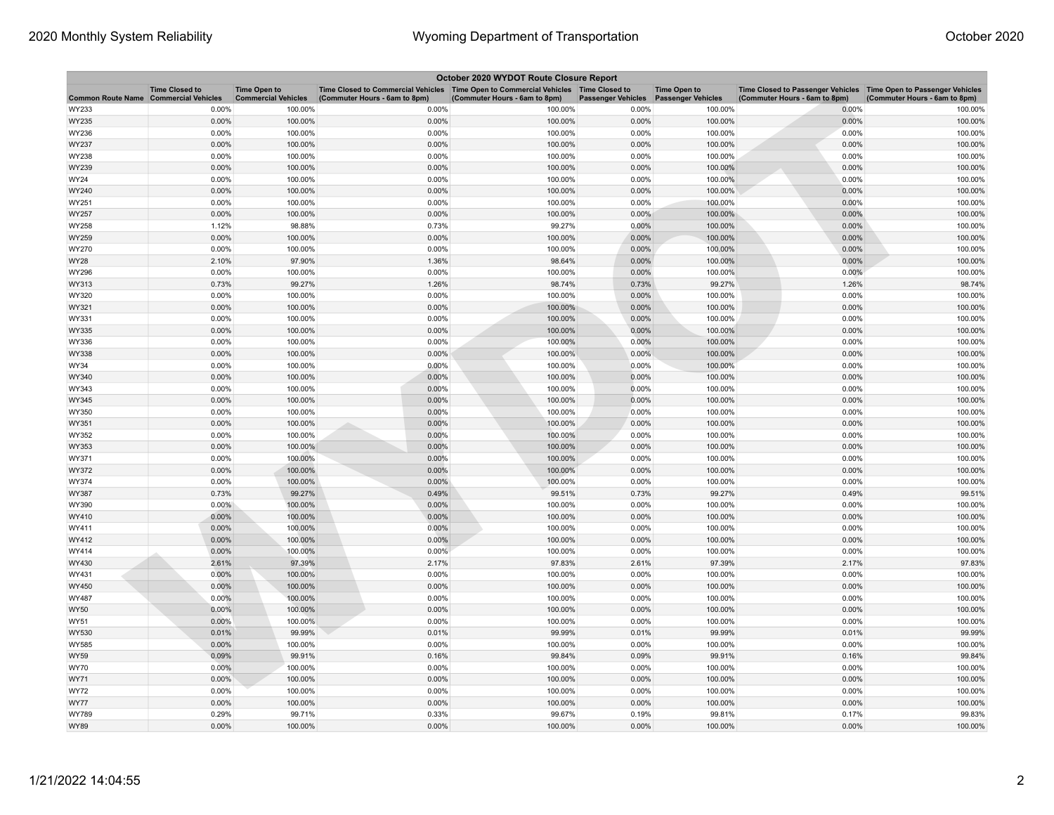| October 2020 WYDOT Route Closure Report | | | | | | | | |
|---|---|---|---|---|---|---|---|---|
| Common Route Name | Time Closed to Commercial Vehicles | Time Open to Commercial Vehicles | Time Closed to Commercial Vehicles (Commuter Hours - 6am to 8pm) | Time Open to Commercial Vehicles (Commuter Hours - 6am to 8pm) | Time Closed to Passenger Vehicles | Time Open to Passenger Vehicles | Time Closed to Passenger Vehicles (Commuter Hours - 6am to 8pm) | Time Open to Passenger Vehicles (Commuter Hours - 6am to 8pm) |
| WY233 | 0.00% | 100.00% | 0.00% | 100.00% | 0.00% | 100.00% | 0.00% | 100.00% |
| WY235 | 0.00% | 100.00% | 0.00% | 100.00% | 0.00% | 100.00% | 0.00% | 100.00% |
| WY236 | 0.00% | 100.00% | 0.00% | 100.00% | 0.00% | 100.00% | 0.00% | 100.00% |
| WY237 | 0.00% | 100.00% | 0.00% | 100.00% | 0.00% | 100.00% | 0.00% | 100.00% |
| WY238 | 0.00% | 100.00% | 0.00% | 100.00% | 0.00% | 100.00% | 0.00% | 100.00% |
| WY239 | 0.00% | 100.00% | 0.00% | 100.00% | 0.00% | 100.00% | 0.00% | 100.00% |
| WY24 | 0.00% | 100.00% | 0.00% | 100.00% | 0.00% | 100.00% | 0.00% | 100.00% |
| WY240 | 0.00% | 100.00% | 0.00% | 100.00% | 0.00% | 100.00% | 0.00% | 100.00% |
| WY251 | 0.00% | 100.00% | 0.00% | 100.00% | 0.00% | 100.00% | 0.00% | 100.00% |
| WY257 | 0.00% | 100.00% | 0.00% | 100.00% | 0.00% | 100.00% | 0.00% | 100.00% |
| WY258 | 1.12% | 98.88% | 0.73% | 99.27% | 0.00% | 100.00% | 0.00% | 100.00% |
| WY259 | 0.00% | 100.00% | 0.00% | 100.00% | 0.00% | 100.00% | 0.00% | 100.00% |
| WY270 | 0.00% | 100.00% | 0.00% | 100.00% | 0.00% | 100.00% | 0.00% | 100.00% |
| WY28 | 2.10% | 97.90% | 1.36% | 98.64% | 0.00% | 100.00% | 0.00% | 100.00% |
| WY296 | 0.00% | 100.00% | 0.00% | 100.00% | 0.00% | 100.00% | 0.00% | 100.00% |
| WY313 | 0.73% | 99.27% | 1.26% | 98.74% | 0.73% | 99.27% | 1.26% | 98.74% |
| WY320 | 0.00% | 100.00% | 0.00% | 100.00% | 0.00% | 100.00% | 0.00% | 100.00% |
| WY321 | 0.00% | 100.00% | 0.00% | 100.00% | 0.00% | 100.00% | 0.00% | 100.00% |
| WY331 | 0.00% | 100.00% | 0.00% | 100.00% | 0.00% | 100.00% | 0.00% | 100.00% |
| WY335 | 0.00% | 100.00% | 0.00% | 100.00% | 0.00% | 100.00% | 0.00% | 100.00% |
| WY336 | 0.00% | 100.00% | 0.00% | 100.00% | 0.00% | 100.00% | 0.00% | 100.00% |
| WY338 | 0.00% | 100.00% | 0.00% | 100.00% | 0.00% | 100.00% | 0.00% | 100.00% |
| WY34 | 0.00% | 100.00% | 0.00% | 100.00% | 0.00% | 100.00% | 0.00% | 100.00% |
| WY340 | 0.00% | 100.00% | 0.00% | 100.00% | 0.00% | 100.00% | 0.00% | 100.00% |
| WY343 | 0.00% | 100.00% | 0.00% | 100.00% | 0.00% | 100.00% | 0.00% | 100.00% |
| WY345 | 0.00% | 100.00% | 0.00% | 100.00% | 0.00% | 100.00% | 0.00% | 100.00% |
| WY350 | 0.00% | 100.00% | 0.00% | 100.00% | 0.00% | 100.00% | 0.00% | 100.00% |
| WY351 | 0.00% | 100.00% | 0.00% | 100.00% | 0.00% | 100.00% | 0.00% | 100.00% |
| WY352 | 0.00% | 100.00% | 0.00% | 100.00% | 0.00% | 100.00% | 0.00% | 100.00% |
| WY353 | 0.00% | 100.00% | 0.00% | 100.00% | 0.00% | 100.00% | 0.00% | 100.00% |
| WY371 | 0.00% | 100.00% | 0.00% | 100.00% | 0.00% | 100.00% | 0.00% | 100.00% |
| WY372 | 0.00% | 100.00% | 0.00% | 100.00% | 0.00% | 100.00% | 0.00% | 100.00% |
| WY374 | 0.00% | 100.00% | 0.00% | 100.00% | 0.00% | 100.00% | 0.00% | 100.00% |
| WY387 | 0.73% | 99.27% | 0.49% | 99.51% | 0.73% | 99.27% | 0.49% | 99.51% |
| WY390 | 0.00% | 100.00% | 0.00% | 100.00% | 0.00% | 100.00% | 0.00% | 100.00% |
| WY410 | 0.00% | 100.00% | 0.00% | 100.00% | 0.00% | 100.00% | 0.00% | 100.00% |
| WY411 | 0.00% | 100.00% | 0.00% | 100.00% | 0.00% | 100.00% | 0.00% | 100.00% |
| WY412 | 0.00% | 100.00% | 0.00% | 100.00% | 0.00% | 100.00% | 0.00% | 100.00% |
| WY414 | 0.00% | 100.00% | 0.00% | 100.00% | 0.00% | 100.00% | 0.00% | 100.00% |
| WY430 | 2.61% | 97.39% | 2.17% | 97.83% | 2.61% | 97.39% | 2.17% | 97.83% |
| WY431 | 0.00% | 100.00% | 0.00% | 100.00% | 0.00% | 100.00% | 0.00% | 100.00% |
| WY450 | 0.00% | 100.00% | 0.00% | 100.00% | 0.00% | 100.00% | 0.00% | 100.00% |
| WY487 | 0.00% | 100.00% | 0.00% | 100.00% | 0.00% | 100.00% | 0.00% | 100.00% |
| WY50 | 0.00% | 100.00% | 0.00% | 100.00% | 0.00% | 100.00% | 0.00% | 100.00% |
| WY51 | 0.00% | 100.00% | 0.00% | 100.00% | 0.00% | 100.00% | 0.00% | 100.00% |
| WY530 | 0.01% | 99.99% | 0.01% | 99.99% | 0.01% | 99.99% | 0.01% | 99.99% |
| WY585 | 0.00% | 100.00% | 0.00% | 100.00% | 0.00% | 100.00% | 0.00% | 100.00% |
| WY59 | 0.09% | 99.91% | 0.16% | 99.84% | 0.09% | 99.91% | 0.16% | 99.84% |
| WY70 | 0.00% | 100.00% | 0.00% | 100.00% | 0.00% | 100.00% | 0.00% | 100.00% |
| WY71 | 0.00% | 100.00% | 0.00% | 100.00% | 0.00% | 100.00% | 0.00% | 100.00% |
| WY72 | 0.00% | 100.00% | 0.00% | 100.00% | 0.00% | 100.00% | 0.00% | 100.00% |
| WY77 | 0.00% | 100.00% | 0.00% | 100.00% | 0.00% | 100.00% | 0.00% | 100.00% |
| WY789 | 0.29% | 99.71% | 0.33% | 99.67% | 0.19% | 99.81% | 0.17% | 99.83% |
| WY89 | 0.00% | 100.00% | 0.00% | 100.00% | 0.00% | 100.00% | 0.00% | 100.00% |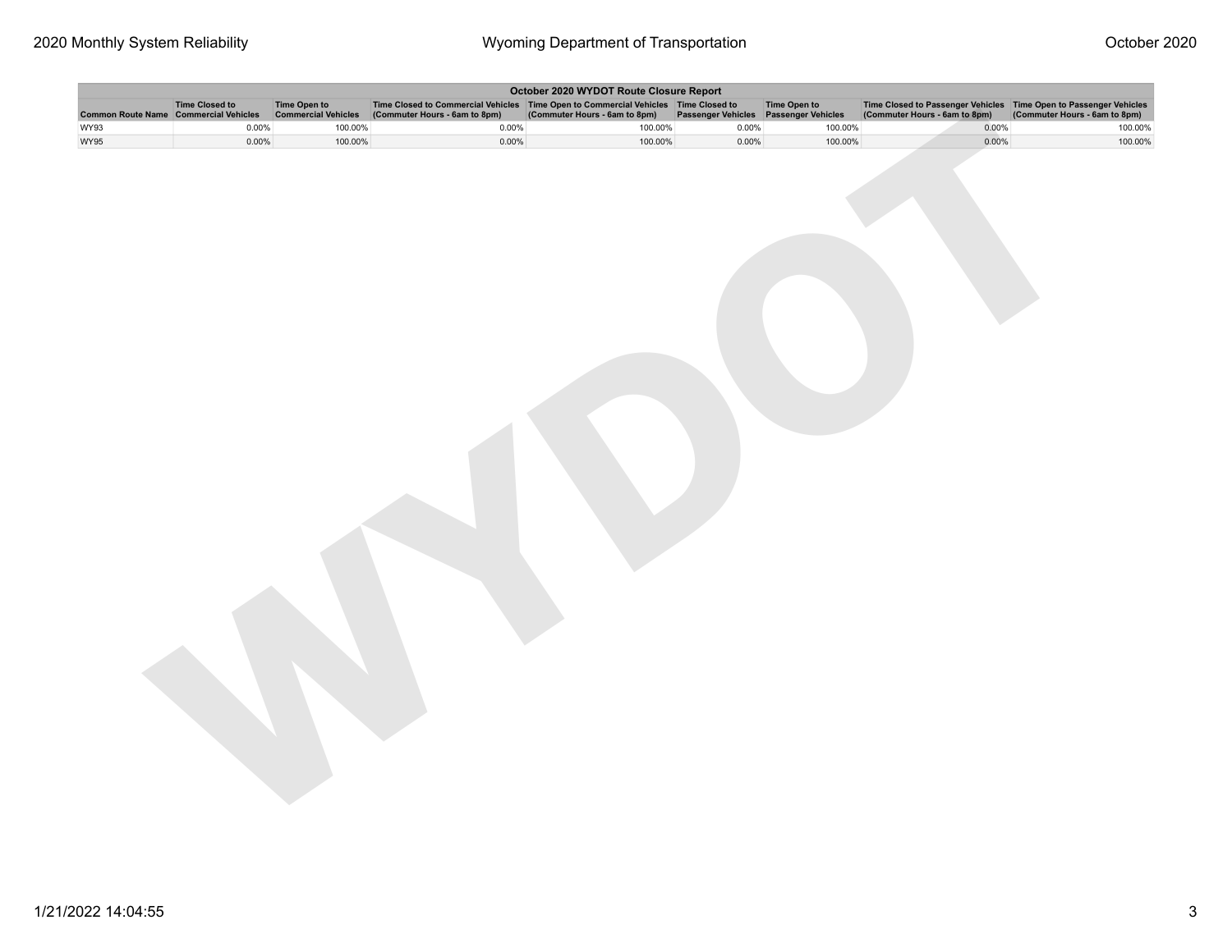| October 2020 WYDOT Route Closure Report | | | | | | | | |
|---|---|---|---|---|---|---|---|---|
| Common Route Name | Time Closed to Commercial Vehicles | Time Open to Commercial Vehicles | Time Closed to Commercial Vehicles (Commuter Hours - 6am to 8pm) | Time Open to Commercial Vehicles (Commuter Hours - 6am to 8pm) | Time Closed to Passenger Vehicles | Time Open to Passenger Vehicles | Time Closed to Passenger Vehicles (Commuter Hours - 6am to 8pm) | Time Open to Passenger Vehicles (Commuter Hours - 6am to 8pm) |
| WY93 | 0.00% | 100.00% | 0.00% | 100.00% | 0.00% | 100.00% | 0.00% | 100.00% |
| WY95 | 0.00% | 100.00% | 0.00% | 100.00% | 0.00% | 100.00% | 0.00% | 100.00% |